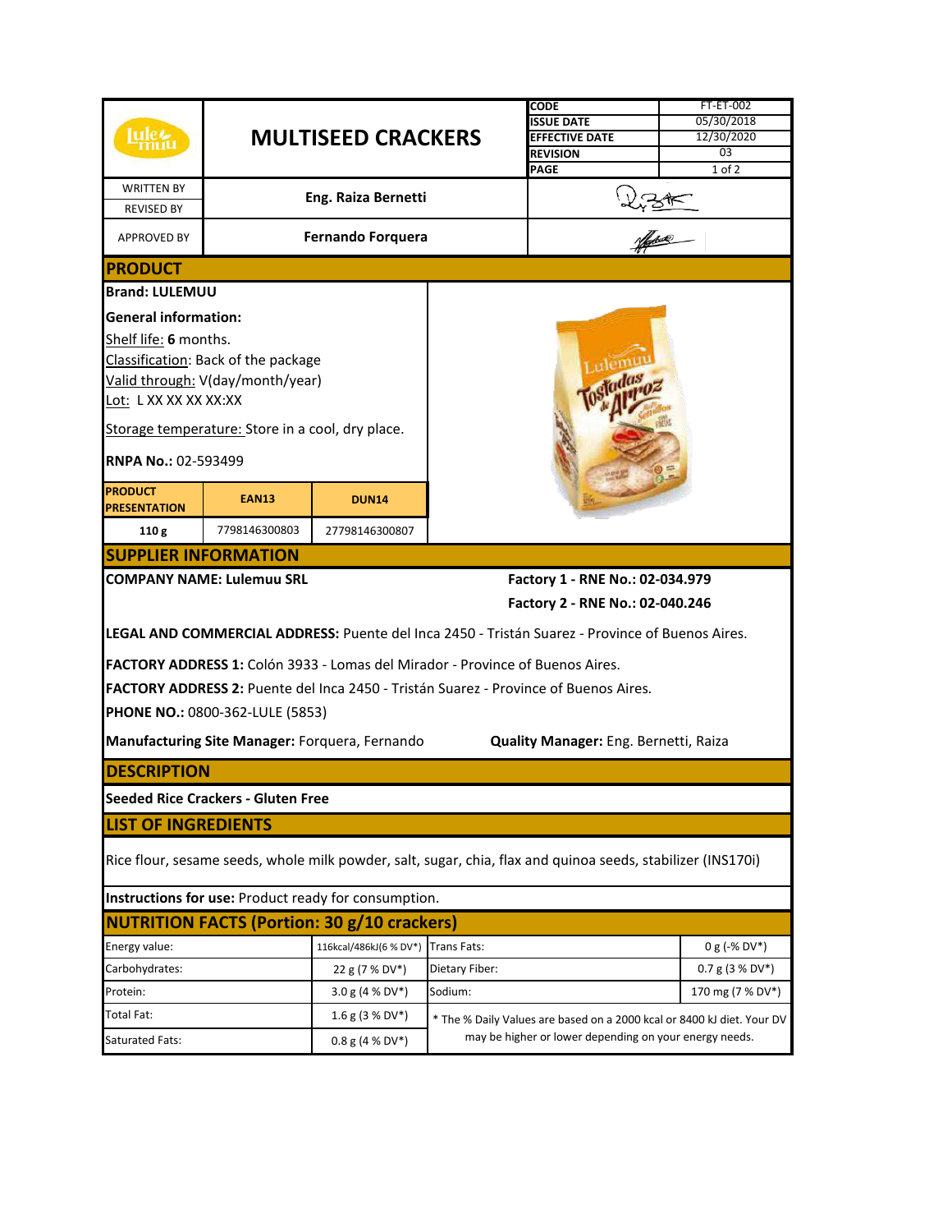# MULTISEED CRACKERS

| CODE | FT-ET-002 |
|---|---|
| ISSUE DATE | 05/30/2018 |
| EFFECTIVE DATE | 12/30/2020 |
| REVISION | 03 |
| PAGE | 1 of 2 |

| | | |
|---|---|---|
| WRITTEN BY / REVISED BY | Eng. Raiza Bernetti | |
| APPROVED BY | Fernando Forquera | |

## PRODUCT

**Brand: LULEMUU**

**General information:**

Shelf life: **6** months.

Classification: Back of the package

Valid through: V(day/month/year)

Lot: L XX XX XX XX:XX

Storage temperature: Store in a cool, dry place.

**RNPA No.:** 02-593499

| PRODUCT PRESENTATION | EAN13 | DUN14 |
|---|---|---|
| 110 g | 7798146300803 | 27798146300807 |

## SUPPLIER INFORMATION

**COMPANY NAME: Lulemuu SRL**

**Factory 1 - RNE No.: 02-034.979**

**Factory 2 - RNE No.: 02-040.246**

**LEGAL AND COMMERCIAL ADDRESS:** Puente del Inca 2450 - Tristán Suarez - Province of Buenos Aires.

**FACTORY ADDRESS 1:** Colón 3933 - Lomas del Mirador - Province of Buenos Aires.

**FACTORY ADDRESS 2:** Puente del Inca 2450 - Tristán Suarez - Province of Buenos Aires.

**PHONE NO.:** 0800-362-LULE (5853)

**Manufacturing Site Manager:** Forquera, Fernando

**Quality Manager:** Eng. Bernetti, Raiza

## DESCRIPTION

**Seeded Rice Crackers - Gluten Free**

## LIST OF INGREDIENTS

Rice flour, sesame seeds, whole milk powder, salt, sugar, chia, flax and quinoa seeds, stabilizer (INS170i)

**Instructions for use:** Product ready for consumption.

## NUTRITION FACTS (Portion: 30 g/10 crackers)

| | | | |
|---|---|---|---|
| Energy value: | 116kcal/486kJ(6 % DV*) | Trans Fats: | 0 g (-% DV*) |
| Carbohydrates: | 22 g (7 % DV*) | Dietary Fiber: | 0.7 g (3 % DV*) |
| Protein: | 3.0 g (4 % DV*) | Sodium: | 170 mg (7 % DV*) |
| Total Fat: | 1.6 g (3 % DV*) | * The % Daily Values are based on a 2000 kcal or 8400 kJ diet. Your DV may be higher or lower depending on your energy needs. | |
| Saturated Fats: | 0.8 g (4 % DV*) | | |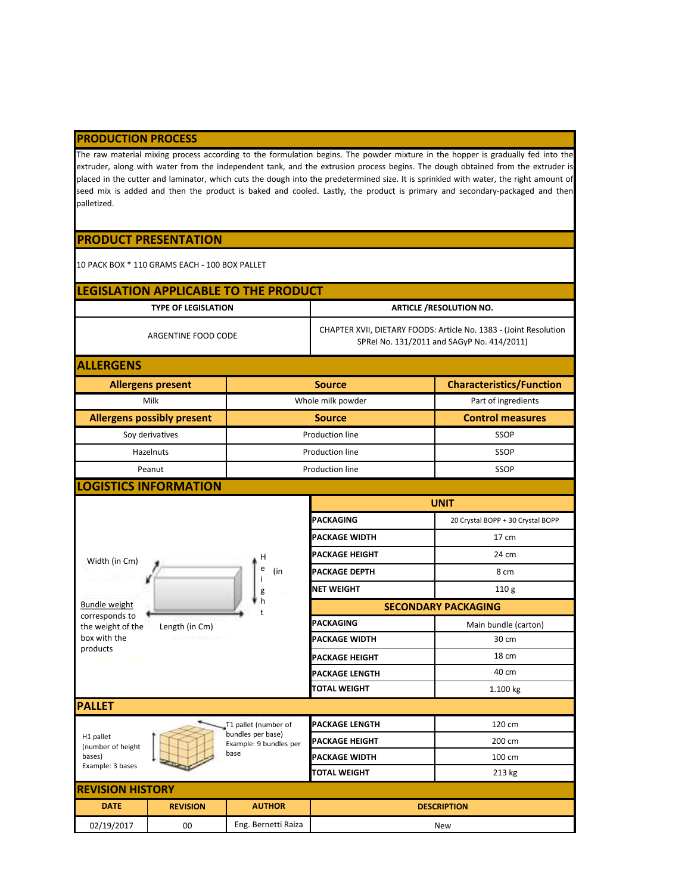## PRODUCTION PROCESS

The raw material mixing process according to the formulation begins. The powder mixture in the hopper is gradually fed into the extruder, along with water from the independent tank, and the extrusion process begins. The dough obtained from the extruder is placed in the cutter and laminator, which cuts the dough into the predetermined size. It is sprinkled with water, the right amount of seed mix is added and then the product is baked and cooled. Lastly, the product is primary and secondary-packaged and then palletized.

## PRODUCT PRESENTATION

10 PACK BOX * 110 GRAMS EACH - 100 BOX PALLET

## LEGISLATION APPLICABLE TO THE PRODUCT

| TYPE OF LEGISLATION | ARTICLE /RESOLUTION NO. |
|---|---|
| ARGENTINE FOOD CODE | CHAPTER XVII, DIETARY FOODS: Article No. 1383 - (Joint Resolution SPReI No. 131/2011 and SAGyP No. 414/2011) |

## ALLERGENS

| Allergens present | Source | Characteristics/Function |
|---|---|---|
| Milk | Whole milk powder | Part of ingredients |
| **Allergens possibly present** | **Source** | **Control measures** |
| Soy derivatives | Production line | SSOP |
| Hazelnuts | Production line | SSOP |
| Peanut | Production line | SSOP |

## LOGISTICS INFORMATION

Width (in Cm)

Height (in Cm)

Length (in Cm)

Bundle weight corresponds to the weight of the box with the products

| UNIT | |
|---|---|
| PACKAGING | 20 Crystal BOPP + 30 Crystal BOPP |
| PACKAGE WIDTH | 17 cm |
| PACKAGE HEIGHT | 24 cm |
| PACKAGE DEPTH | 8 cm |
| NET WEIGHT | 110 g |
| **SECONDARY PACKAGING** | |
| PACKAGING | Main bundle (carton) |
| PACKAGE WIDTH | 30 cm |
| PACKAGE HEIGHT | 18 cm |
| PACKAGE LENGTH | 40 cm |
| TOTAL WEIGHT | 1.100 kg |

## PALLET

H1 pallet (number of height bases) Example: 3 bases

T1 pallet (number of bundles per base) Example: 9 bundles per base

| | |
|---|---|
| PACKAGE LENGTH | 120 cm |
| PACKAGE HEIGHT | 200 cm |
| PACKAGE WIDTH | 100 cm |
| TOTAL WEIGHT | 213 kg |

## REVISION HISTORY

| DATE | REVISION | AUTHOR | DESCRIPTION |
|---|---|---|---|
| 02/19/2017 | 00 | Eng. Bernetti Raiza | New |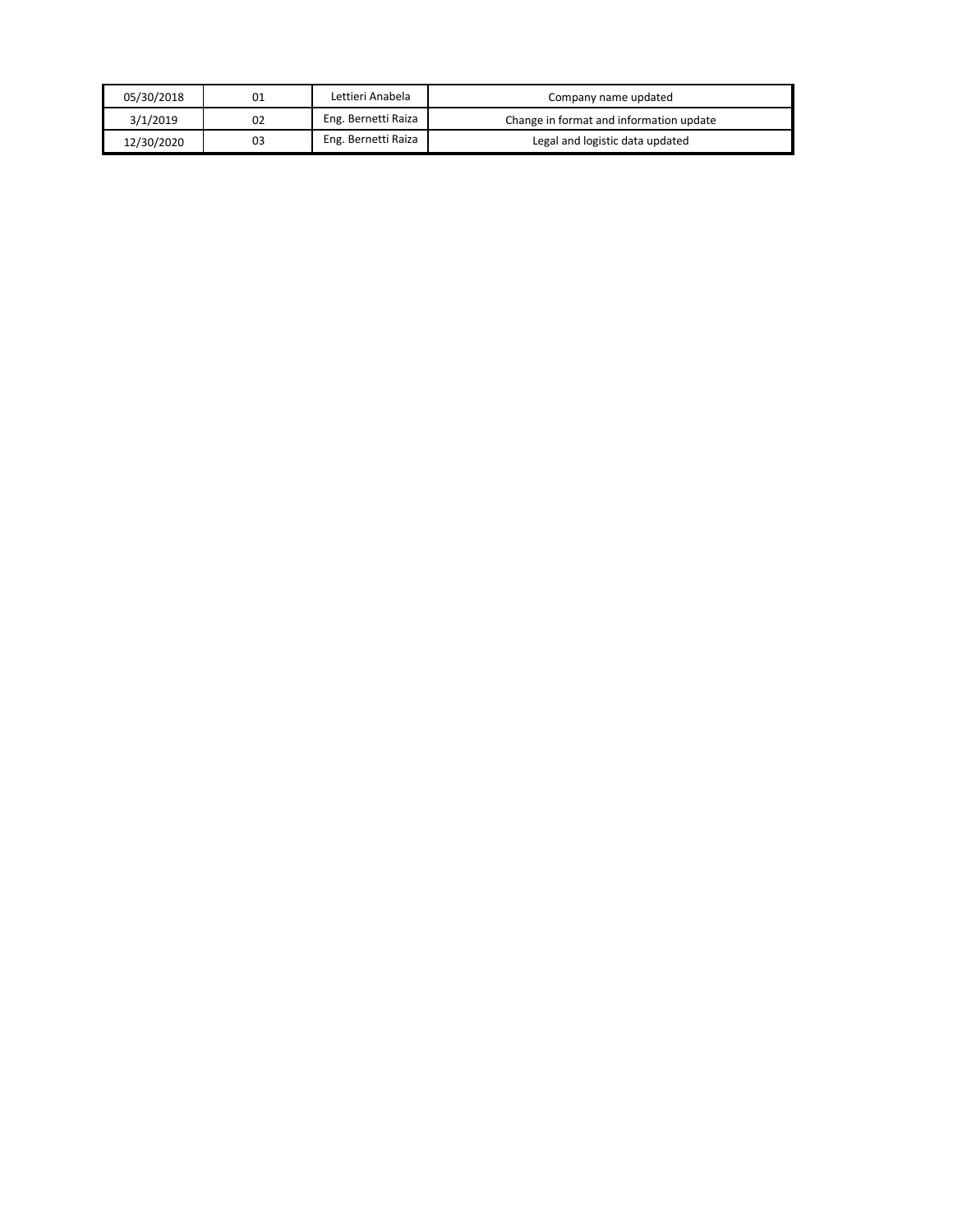| | | | |
|---|---|---|---|
| 05/30/2018 | 01 | Lettieri Anabela | Company name updated |
| 3/1/2019 | 02 | Eng. Bernetti Raiza | Change in format and information update |
| 12/30/2020 | 03 | Eng. Bernetti Raiza | Legal and logistic data updated |